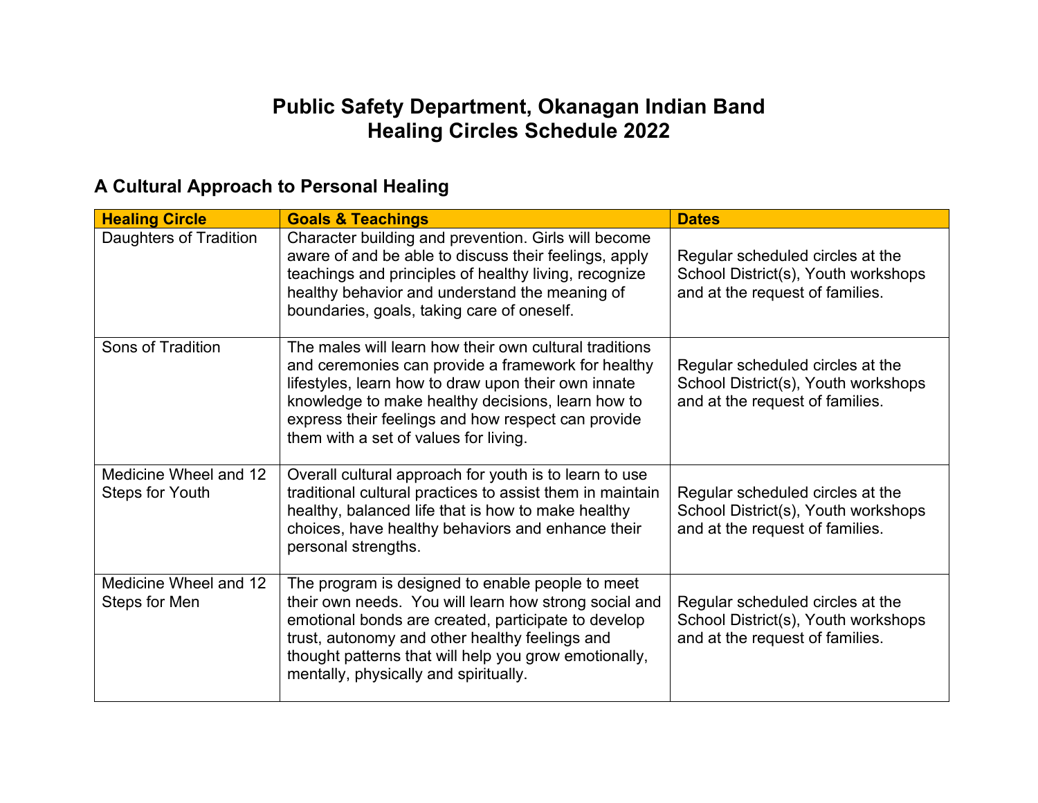# Public Safety Department, Okanagan Indian Band
# Healing Circles Schedule 2022

## A Cultural Approach to Personal Healing

| Healing Circle | Goals & Teachings | Dates |
|---|---|---|
| Daughters of Tradition | Character building and prevention. Girls will become aware of and be able to discuss their feelings, apply teachings and principles of healthy living, recognize healthy behavior and understand the meaning of boundaries, goals, taking care of oneself. | Regular scheduled circles at the School District(s), Youth workshops and at the request of families. |
| Sons of Tradition | The males will learn how their own cultural traditions and ceremonies can provide a framework for healthy lifestyles, learn how to draw upon their own innate knowledge to make healthy decisions, learn how to express their feelings and how respect can provide them with a set of values for living. | Regular scheduled circles at the School District(s), Youth workshops and at the request of families. |
| Medicine Wheel and 12 Steps for Youth | Overall cultural approach for youth is to learn to use traditional cultural practices to assist them in maintain healthy, balanced life that is how to make healthy choices, have healthy behaviors and enhance their personal strengths. | Regular scheduled circles at the School District(s), Youth workshops and at the request of families. |
| Medicine Wheel and 12 Steps for Men | The program is designed to enable people to meet their own needs. You will learn how strong social and emotional bonds are created, participate to develop trust, autonomy and other healthy feelings and thought patterns that will help you grow emotionally, mentally, physically and spiritually. | Regular scheduled circles at the School District(s), Youth workshops and at the request of families. |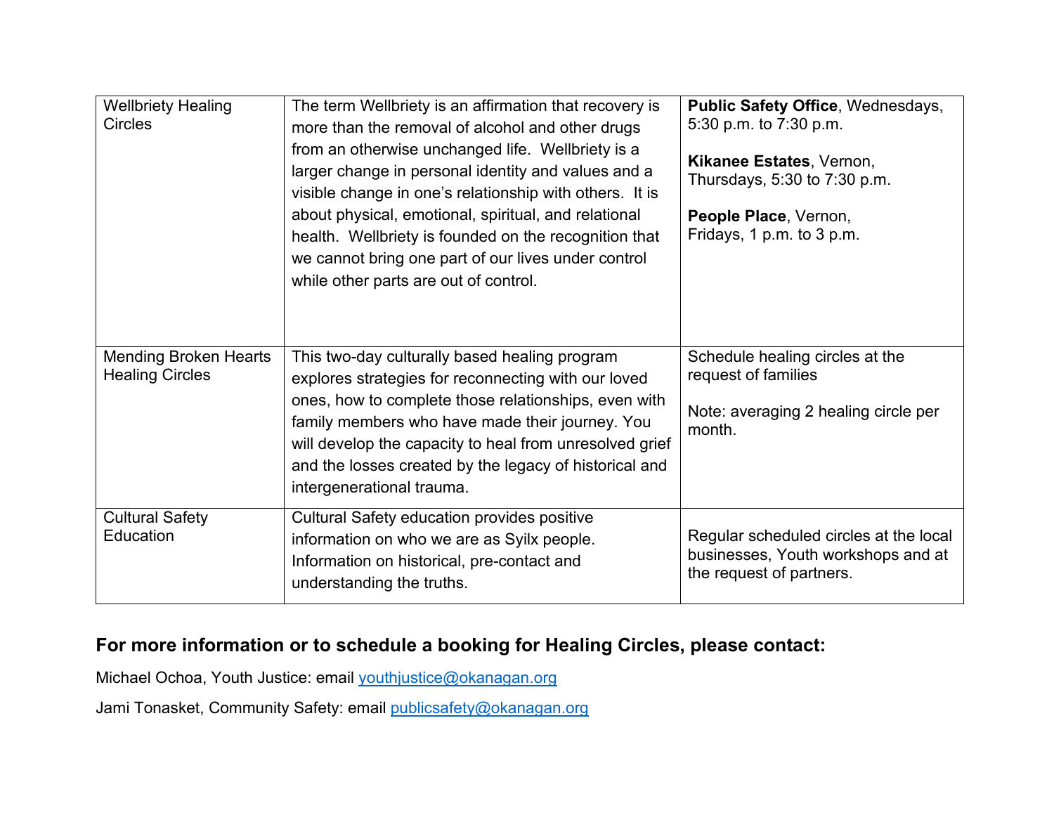| | | |
|---|---|---|
| Wellbriety Healing Circles | The term Wellbriety is an affirmation that recovery is more than the removal of alcohol and other drugs from an otherwise unchanged life. Wellbriety is a larger change in personal identity and values and a visible change in one's relationship with others. It is about physical, emotional, spiritual, and relational health. Wellbriety is founded on the recognition that we cannot bring one part of our lives under control while other parts are out of control. | **Public Safety Office**, Wednesdays, 5:30 p.m. to 7:30 p.m.<br><br>**Kikanee Estates**, Vernon, Thursdays, 5:30 to 7:30 p.m.<br><br>**People Place**, Vernon, Fridays, 1 p.m. to 3 p.m. |
| Mending Broken Hearts Healing Circles | This two-day culturally based healing program explores strategies for reconnecting with our loved ones, how to complete those relationships, even with family members who have made their journey. You will develop the capacity to heal from unresolved grief and the losses created by the legacy of historical and intergenerational trauma. | Schedule healing circles at the request of families<br><br>Note: averaging 2 healing circle per month. |
| Cultural Safety Education | Cultural Safety education provides positive information on who we are as Syilx people. Information on historical, pre-contact and understanding the truths. | Regular scheduled circles at the local businesses, Youth workshops and at the request of partners. |

### For more information or to schedule a booking for Healing Circles, please contact:

Michael Ochoa, Youth Justice: email youthjustice@okanagan.org

Jami Tonasket, Community Safety: email publicsafety@okanagan.org